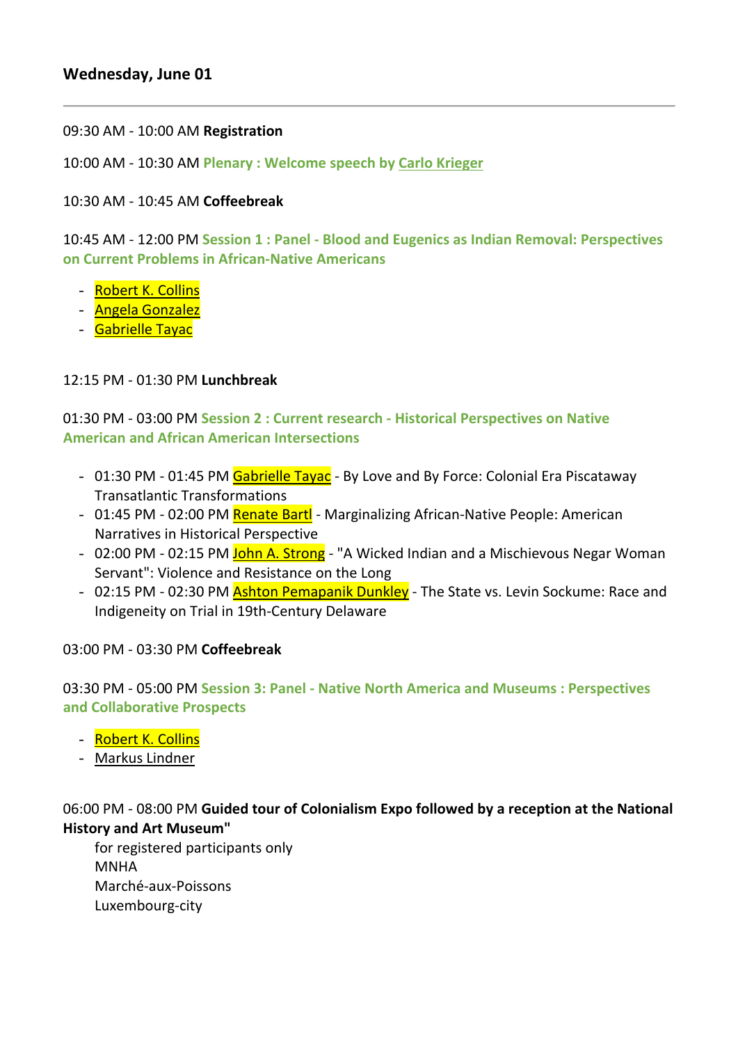## Wednesday, June 01

---

09:30 AM - 10:00 AM **Registration**

10:00 AM - 10:30 AM **Plenary : Welcome speech by Carlo Krieger**

10:30 AM - 10:45 AM **Coffeebreak**

10:45 AM - 12:00 PM **Session 1 : Panel - Blood and Eugenics as Indian Removal: Perspectives on Current Problems in African-Native Americans**

- Robert K. Collins
- Angela Gonzalez
- Gabrielle Tayac

12:15 PM - 01:30 PM **Lunchbreak**

01:30 PM - 03:00 PM **Session 2 : Current research - Historical Perspectives on Native American and African American Intersections**

- 01:30 PM - 01:45 PM Gabrielle Tayac - By Love and By Force: Colonial Era Piscataway Transatlantic Transformations
- 01:45 PM - 02:00 PM Renate Bartl - Marginalizing African-Native People: American Narratives in Historical Perspective
- 02:00 PM - 02:15 PM John A. Strong - "A Wicked Indian and a Mischievous Negar Woman Servant": Violence and Resistance on the Long
- 02:15 PM - 02:30 PM Ashton Pemapanik Dunkley - The State vs. Levin Sockume: Race and Indigeneity on Trial in 19th-Century Delaware

03:00 PM - 03:30 PM **Coffeebreak**

03:30 PM - 05:00 PM **Session 3: Panel - Native North America and Museums : Perspectives and Collaborative Prospects**

- Robert K. Collins
- Markus Lindner

06:00 PM - 08:00 PM **Guided tour of Colonialism Expo followed by a reception at the National History and Art Museum"**

for registered participants only
MNHA
Marché-aux-Poissons
Luxembourg-city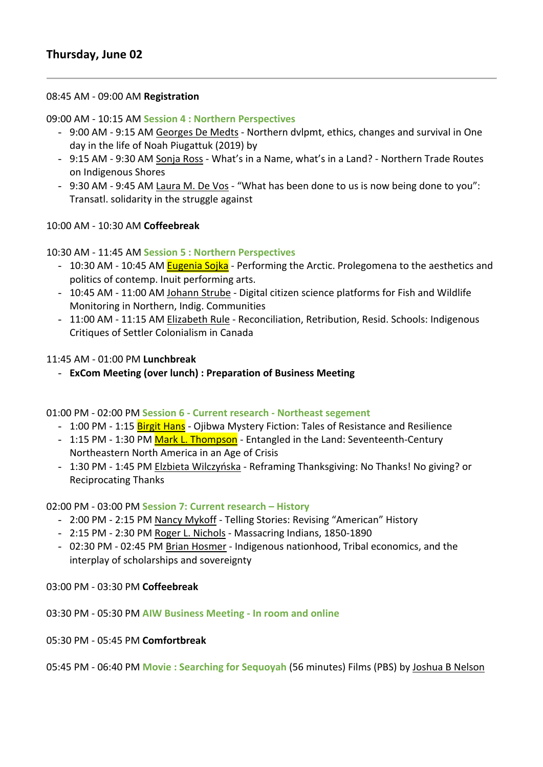## Thursday, June 02

---

08:45 AM - 09:00 AM **Registration**

09:00 AM - 10:15 AM **Session 4 : Northern Perspectives**

- 9:00 AM - 9:15 AM Georges De Medts - Northern dvlpmt, ethics, changes and survival in One day in the life of Noah Piugattuk (2019) by
- 9:15 AM - 9:30 AM Sonja Ross - What's in a Name, what's in a Land? - Northern Trade Routes on Indigenous Shores
- 9:30 AM - 9:45 AM Laura M. De Vos - "What has been done to us is now being done to you": Transatl. solidarity in the struggle against

10:00 AM - 10:30 AM **Coffeebreak**

10:30 AM - 11:45 AM **Session 5 : Northern Perspectives**

- 10:30 AM - 10:45 AM Eugenia Sojka - Performing the Arctic. Prolegomena to the aesthetics and politics of contemp. Inuit performing arts.
- 10:45 AM - 11:00 AM Johann Strube - Digital citizen science platforms for Fish and Wildlife Monitoring in Northern, Indig. Communities
- 11:00 AM - 11:15 AM Elizabeth Rule - Reconciliation, Retribution, Resid. Schools: Indigenous Critiques of Settler Colonialism in Canada

11:45 AM - 01:00 PM **Lunchbreak**

- **ExCom Meeting (over lunch) : Preparation of Business Meeting**

01:00 PM - 02:00 PM **Session 6 - Current research - Northeast segement**

- 1:00 PM - 1:15 Birgit Hans - Ojibwa Mystery Fiction: Tales of Resistance and Resilience
- 1:15 PM - 1:30 PM Mark L. Thompson - Entangled in the Land: Seventeenth-Century Northeastern North America in an Age of Crisis
- 1:30 PM - 1:45 PM Elzbieta Wilczyńska - Reframing Thanksgiving: No Thanks! No giving? or Reciprocating Thanks

02:00 PM - 03:00 PM **Session 7: Current research – History**

- 2:00 PM - 2:15 PM Nancy Mykoff - Telling Stories: Revising "American" History
- 2:15 PM - 2:30 PM Roger L. Nichols - Massacring Indians, 1850-1890
- 02:30 PM - 02:45 PM Brian Hosmer - Indigenous nationhood, Tribal economics, and the interplay of scholarships and sovereignty

03:00 PM - 03:30 PM **Coffeebreak**

03:30 PM - 05:30 PM **AIW Business Meeting - In room and online**

05:30 PM - 05:45 PM **Comfortbreak**

05:45 PM - 06:40 PM **Movie : Searching for Sequoyah** (56 minutes) Films (PBS) by Joshua B Nelson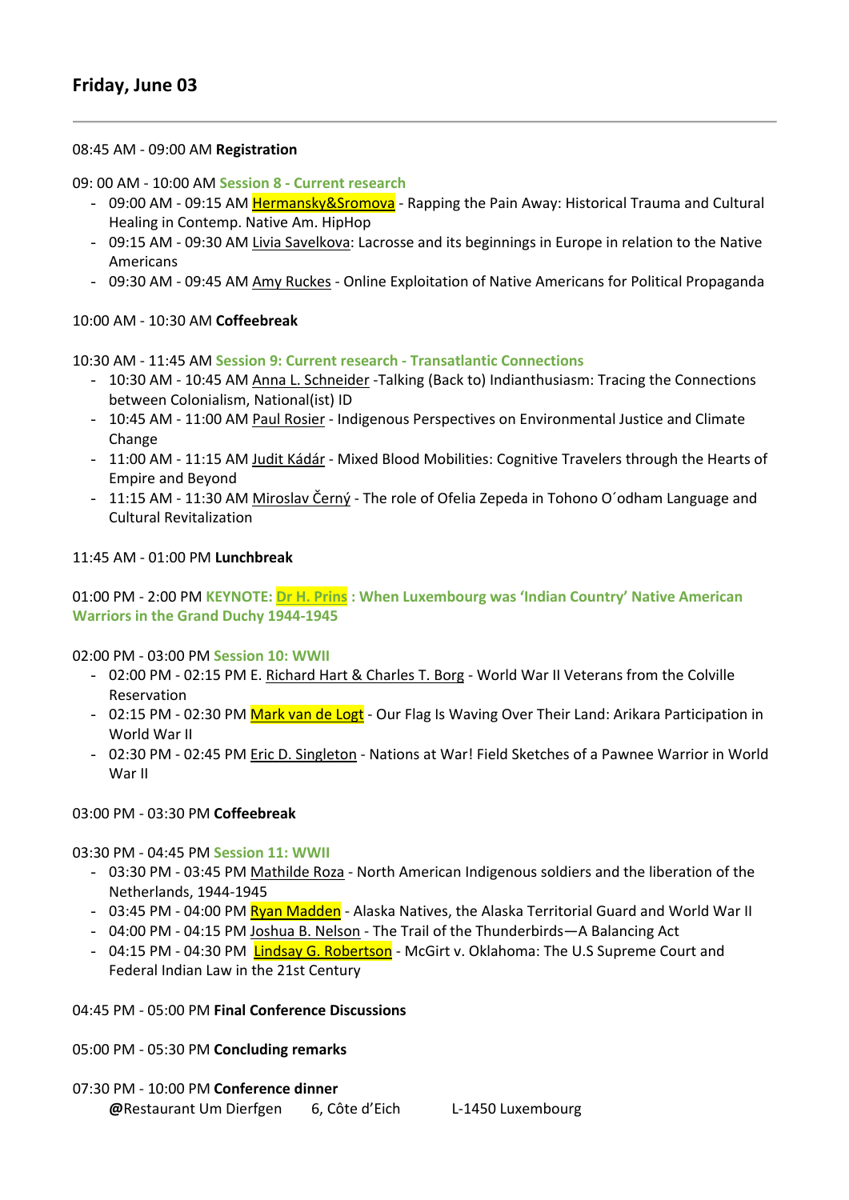## Friday, June 03

---

08:45 AM - 09:00 AM **Registration**

09: 00 AM - 10:00 AM **Session 8 - Current research**

- 09:00 AM - 09:15 AM Hermansky&Sromova - Rapping the Pain Away: Historical Trauma and Cultural Healing in Contemp. Native Am. HipHop
- 09:15 AM - 09:30 AM Livia Savelkova: Lacrosse and its beginnings in Europe in relation to the Native Americans
- 09:30 AM - 09:45 AM Amy Ruckes - Online Exploitation of Native Americans for Political Propaganda

10:00 AM - 10:30 AM **Coffeebreak**

10:30 AM - 11:45 AM **Session 9: Current research - Transatlantic Connections**

- 10:30 AM - 10:45 AM Anna L. Schneider -Talking (Back to) Indianthusiasm: Tracing the Connections between Colonialism, National(ist) ID
- 10:45 AM - 11:00 AM Paul Rosier - Indigenous Perspectives on Environmental Justice and Climate Change
- 11:00 AM - 11:15 AM Judit Kádár - Mixed Blood Mobilities: Cognitive Travelers through the Hearts of Empire and Beyond
- 11:15 AM - 11:30 AM Miroslav Černý - The role of Ofelia Zepeda in Tohono O´odham Language and Cultural Revitalization

11:45 AM - 01:00 PM **Lunchbreak**

01:00 PM - 2:00 PM **KEYNOTE: Dr H. Prins : When Luxembourg was 'Indian Country' Native American Warriors in the Grand Duchy 1944-1945**

02:00 PM - 03:00 PM **Session 10: WWII**

- 02:00 PM - 02:15 PM E. Richard Hart & Charles T. Borg - World War II Veterans from the Colville Reservation
- 02:15 PM - 02:30 PM Mark van de Logt - Our Flag Is Waving Over Their Land: Arikara Participation in World War II
- 02:30 PM - 02:45 PM Eric D. Singleton - Nations at War! Field Sketches of a Pawnee Warrior in World War II

03:00 PM - 03:30 PM **Coffeebreak**

03:30 PM - 04:45 PM **Session 11: WWII**

- 03:30 PM - 03:45 PM Mathilde Roza - North American Indigenous soldiers and the liberation of the Netherlands, 1944-1945
- 03:45 PM - 04:00 PM Ryan Madden - Alaska Natives, the Alaska Territorial Guard and World War II
- 04:00 PM - 04:15 PM Joshua B. Nelson - The Trail of the Thunderbirds—A Balancing Act
- 04:15 PM - 04:30 PM Lindsay G. Robertson - McGirt v. Oklahoma: The U.S Supreme Court and Federal Indian Law in the 21st Century

04:45 PM - 05:00 PM **Final Conference Discussions**

05:00 PM - 05:30 PM **Concluding remarks**

07:30 PM - 10:00 PM **Conference dinner**

**@**Restaurant Um Dierfgen 6, Côte d'Eich L-1450 Luxembourg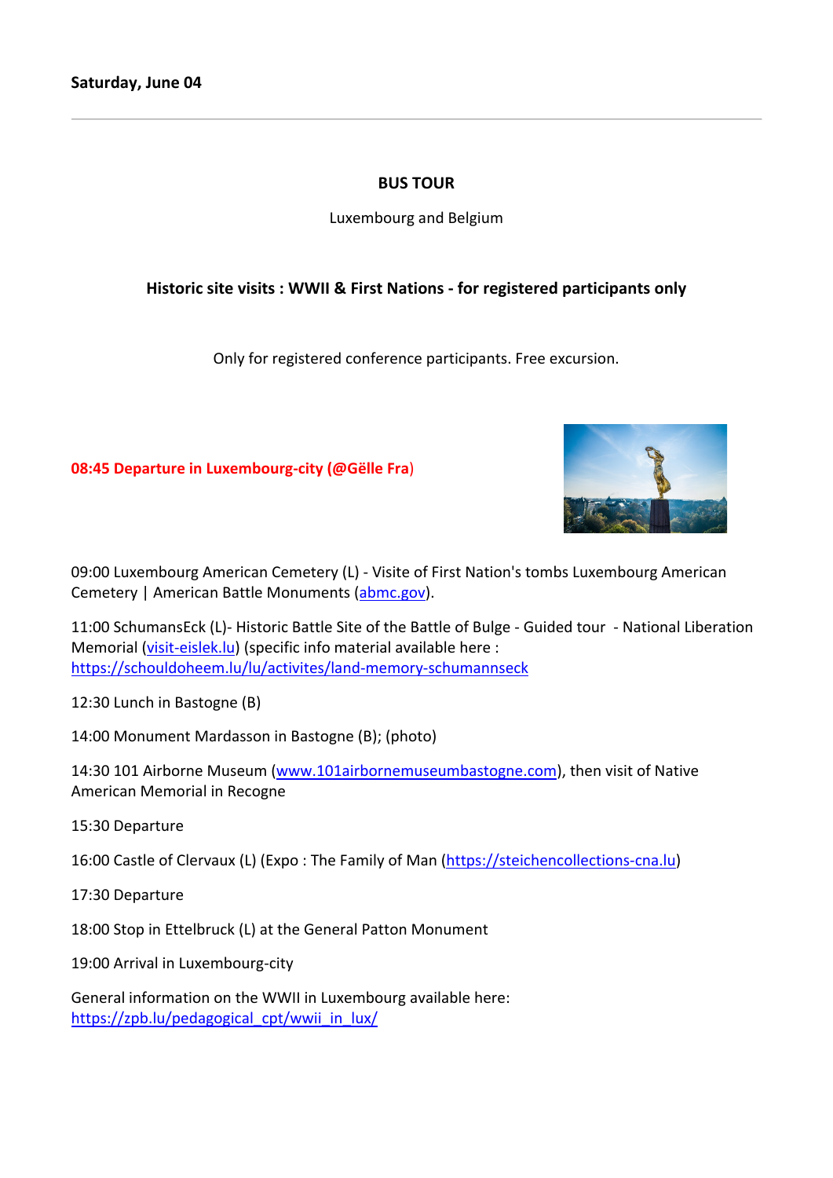**Saturday, June 04**

---

**BUS TOUR**

Luxembourg and Belgium

**Historic site visits : WWII & First Nations - for registered participants only**

Only for registered conference participants. Free excursion.

**08:45 Departure in Luxembourg-city (@Gëlle Fra)**

09:00 Luxembourg American Cemetery (L) - Visite of First Nation's tombs Luxembourg American Cemetery | American Battle Monuments (abmc.gov).

11:00 SchumansEck (L)- Historic Battle Site of the Battle of Bulge - Guided tour - National Liberation Memorial (visit-eislek.lu) (specific info material available here : https://schouldoheem.lu/lu/activites/land-memory-schumannseck

12:30 Lunch in Bastogne (B)

14:00 Monument Mardasson in Bastogne (B); (photo)

14:30 101 Airborne Museum (www.101airbornemuseumbastogne.com), then visit of Native American Memorial in Recogne

15:30 Departure

16:00 Castle of Clervaux (L) (Expo : The Family of Man (https://steichencollections-cna.lu)

17:30 Departure

18:00 Stop in Ettelbruck (L) at the General Patton Monument

19:00 Arrival in Luxembourg-city

General information on the WWII in Luxembourg available here:
https://zpb.lu/pedagogical_cpt/wwii_in_lux/